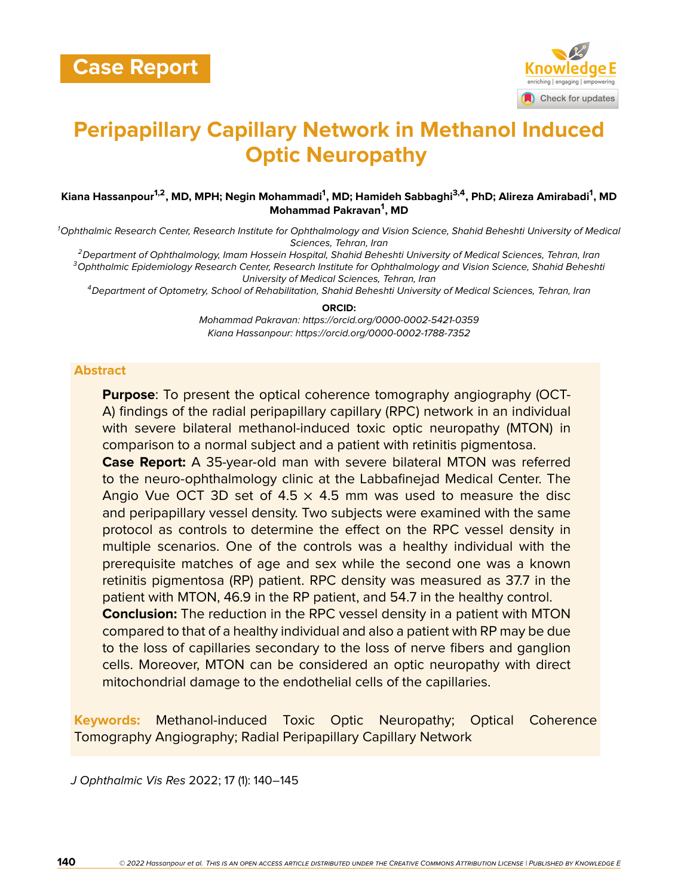Case Report

# Peripapillary Capillary Network in Methanol Induced Optic Neuropathy

**Kiana Hassanpour[1,2], MD, MPH; Negin Mohammadi[1], MD; Hamideh Sabbaghi[3,4], PhD; Alireza Amirabadi[1], MD Mohammad Pakravan[1], MD**

*[1]Ophthalmic Research Center, Research Institute for Ophthalmology and Vision Science, Shahid Beheshti University of Medical Sciences, Tehran, Iran*

*[2]Department of Ophthalmology, Imam Hossein Hospital, Shahid Beheshti University of Medical Sciences, Tehran, Iran*

*[3]Ophthalmic Epidemiology Research Center, Research Institute for Ophthalmology and Vision Science, Shahid Beheshti University of Medical Sciences, Tehran, Iran*

*[4]Department of Optometry, School of Rehabilitation, Shahid Beheshti University of Medical Sciences, Tehran, Iran*

**ORCID:**

*Mohammad Pakravan: https://orcid.org/0000-0002-5421-0359*

*Kiana Hassanpour: https://orcid.org/0000-0002-1788-7352*

## Abstract

**Purpose**: To present the optical coherence tomography angiography (OCT-A) findings of the radial peripapillary capillary (RPC) network in an individual with severe bilateral methanol-induced toxic optic neuropathy (MTON) in comparison to a normal subject and a patient with retinitis pigmentosa.

**Case Report:** A 35-year-old man with severe bilateral MTON was referred to the neuro-ophthalmology clinic at the Labbafinejad Medical Center. The Angio Vue OCT 3D set of 4.5 × 4.5 mm was used to measure the disc and peripapillary vessel density. Two subjects were examined with the same protocol as controls to determine the effect on the RPC vessel density in multiple scenarios. One of the controls was a healthy individual with the prerequisite matches of age and sex while the second one was a known retinitis pigmentosa (RP) patient. RPC density was measured as 37.7 in the patient with MTON, 46.9 in the RP patient, and 54.7 in the healthy control.

**Conclusion:** The reduction in the RPC vessel density in a patient with MTON compared to that of a healthy individual and also a patient with RP may be due to the loss of capillaries secondary to the loss of nerve fibers and ganglion cells. Moreover, MTON can be considered an optic neuropathy with direct mitochondrial damage to the endothelial cells of the capillaries.

**Keywords:** Methanol-induced Toxic Optic Neuropathy; Optical Coherence Tomography Angiography; Radial Peripapillary Capillary Network

*J Ophthalmic Vis Res* 2022; 17 (1): 140–145

© 2022 Hassanpour et al. This is an open access article distributed under the Creative Commons Attribution License | Published by Knowledge E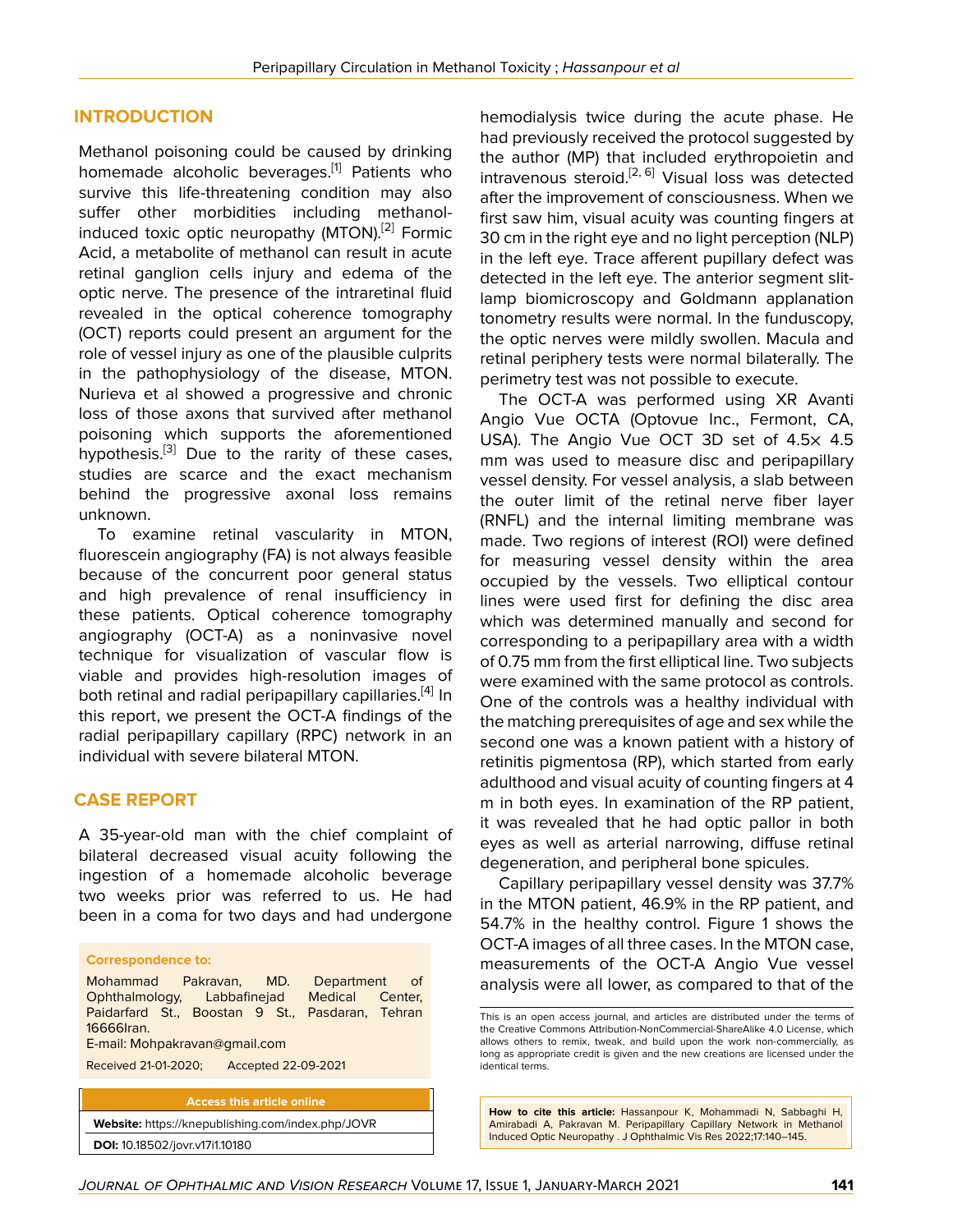## INTRODUCTION

Methanol poisoning could be caused by drinking homemade alcoholic beverages.[1] Patients who survive this life-threatening condition may also suffer other morbidities including methanol-induced toxic optic neuropathy (MTON).[2] Formic Acid, a metabolite of methanol can result in acute retinal ganglion cells injury and edema of the optic nerve. The presence of the intraretinal fluid revealed in the optical coherence tomography (OCT) reports could present an argument for the role of vessel injury as one of the plausible culprits in the pathophysiology of the disease, MTON. Nurieva et al showed a progressive and chronic loss of those axons that survived after methanol poisoning which supports the aforementioned hypothesis.[3] Due to the rarity of these cases, studies are scarce and the exact mechanism behind the progressive axonal loss remains unknown.

To examine retinal vascularity in MTON, fluorescein angiography (FA) is not always feasible because of the concurrent poor general status and high prevalence of renal insufficiency in these patients. Optical coherence tomography angiography (OCT-A) as a noninvasive novel technique for visualization of vascular flow is viable and provides high-resolution images of both retinal and radial peripapillary capillaries.[4] In this report, we present the OCT-A findings of the radial peripapillary capillary (RPC) network in an individual with severe bilateral MTON.

## CASE REPORT

A 35-year-old man with the chief complaint of bilateral decreased visual acuity following the ingestion of a homemade alcoholic beverage two weeks prior was referred to us. He had been in a coma for two days and had undergone hemodialysis twice during the acute phase. He had previously received the protocol suggested by the author (MP) that included erythropoietin and intravenous steroid.[2, 6] Visual loss was detected after the improvement of consciousness. When we first saw him, visual acuity was counting fingers at 30 cm in the right eye and no light perception (NLP) in the left eye. Trace afferent pupillary defect was detected in the left eye. The anterior segment slit-lamp biomicroscopy and Goldmann applanation tonometry results were normal. In the funduscopy, the optic nerves were mildly swollen. Macula and retinal periphery tests were normal bilaterally. The perimetry test was not possible to execute.

The OCT-A was performed using XR Avanti Angio Vue OCTA (Optovue Inc., Fermont, CA, USA). The Angio Vue OCT 3D set of 4.5× 4.5 mm was used to measure disc and peripapillary vessel density. For vessel analysis, a slab between the outer limit of the retinal nerve fiber layer (RNFL) and the internal limiting membrane was made. Two regions of interest (ROI) were defined for measuring vessel density within the area occupied by the vessels. Two elliptical contour lines were used first for defining the disc area which was determined manually and second for corresponding to a peripapillary area with a width of 0.75 mm from the first elliptical line. Two subjects were examined with the same protocol as controls. One of the controls was a healthy individual with the matching prerequisites of age and sex while the second one was a known patient with a history of retinitis pigmentosa (RP), which started from early adulthood and visual acuity of counting fingers at 4 m in both eyes. In examination of the RP patient, it was revealed that he had optic pallor in both eyes as well as arterial narrowing, diffuse retinal degeneration, and peripheral bone spicules.

Capillary peripapillary vessel density was 37.7% in the MTON patient, 46.9% in the RP patient, and 54.7% in the healthy control. Figure 1 shows the OCT-A images of all three cases. In the MTON case, measurements of the OCT-A Angio Vue vessel analysis were all lower, as compared to that of the

---

**Correspondence to:**

Mohammad Pakravan, MD. Department of Ophthalmology, Labbafinejad Medical Center, Paidarfard St., Boostan 9 St., Pasdaran, Tehran 16666Iran.
E-mail: Mohpakravan@gmail.com

Received 21-01-2020; Accepted 22-09-2021

**Access this article online**

**Website:** https://knepublishing.com/index.php/JOVR

**DOI:** 10.18502/jovr.v17i1.10180

This is an open access journal, and articles are distributed under the terms of the Creative Commons Attribution-NonCommercial-ShareAlike 4.0 License, which allows others to remix, tweak, and build upon the work non-commercially, as long as appropriate credit is given and the new creations are licensed under the identical terms.

**How to cite this article:** Hassanpour K, Mohammadi N, Sabbaghi H, Amirabadi A, Pakravan M. Peripapillary Capillary Network in Methanol Induced Optic Neuropathy . J Ophthalmic Vis Res 2022;17:140–145.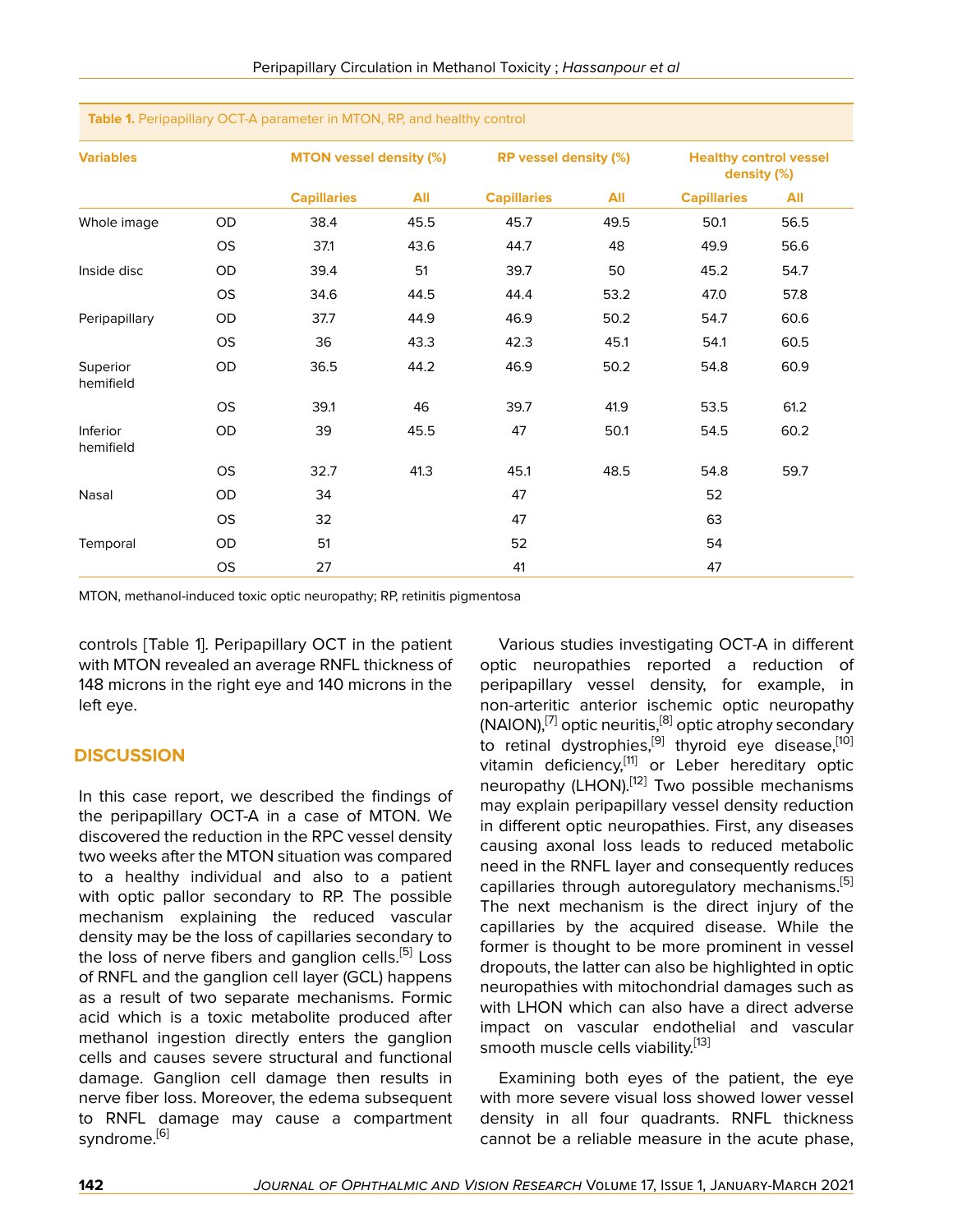**Table 1.** Peripapillary OCT-A parameter in MTON, RP, and healthy control

| Variables | | MTON vessel density (%) | | RP vessel density (%) | | Healthy control vessel density (%) | |
|---|---|---|---|---|---|---|---|
| | | Capillaries | All | Capillaries | All | Capillaries | All |
| Whole image | OD | 38.4 | 45.5 | 45.7 | 49.5 | 50.1 | 56.5 |
| | OS | 37.1 | 43.6 | 44.7 | 48 | 49.9 | 56.6 |
| Inside disc | OD | 39.4 | 51 | 39.7 | 50 | 45.2 | 54.7 |
| | OS | 34.6 | 44.5 | 44.4 | 53.2 | 47.0 | 57.8 |
| Peripapillary | OD | 37.7 | 44.9 | 46.9 | 50.2 | 54.7 | 60.6 |
| | OS | 36 | 43.3 | 42.3 | 45.1 | 54.1 | 60.5 |
| Superior hemifield | OD | 36.5 | 44.2 | 46.9 | 50.2 | 54.8 | 60.9 |
| | OS | 39.1 | 46 | 39.7 | 41.9 | 53.5 | 61.2 |
| Inferior hemifield | OD | 39 | 45.5 | 47 | 50.1 | 54.5 | 60.2 |
| | OS | 32.7 | 41.3 | 45.1 | 48.5 | 54.8 | 59.7 |
| Nasal | OD | 34 | | 47 | | 52 | |
| | OS | 32 | | 47 | | 63 | |
| Temporal | OD | 51 | | 52 | | 54 | |
| | OS | 27 | | 41 | | 47 | |

MTON, methanol-induced toxic optic neuropathy; RP, retinitis pigmentosa

controls [Table 1]. Peripapillary OCT in the patient with MTON revealed an average RNFL thickness of 148 microns in the right eye and 140 microns in the left eye.

## DISCUSSION

In this case report, we described the findings of the peripapillary OCT-A in a case of MTON. We discovered the reduction in the RPC vessel density two weeks after the MTON situation was compared to a healthy individual and also to a patient with optic pallor secondary to RP. The possible mechanism explaining the reduced vascular density may be the loss of capillaries secondary to the loss of nerve fibers and ganglion cells.[5] Loss of RNFL and the ganglion cell layer (GCL) happens as a result of two separate mechanisms. Formic acid which is a toxic metabolite produced after methanol ingestion directly enters the ganglion cells and causes severe structural and functional damage. Ganglion cell damage then results in nerve fiber loss. Moreover, the edema subsequent to RNFL damage may cause a compartment syndrome.[6]

Various studies investigating OCT-A in different optic neuropathies reported a reduction of peripapillary vessel density, for example, in non-arteritic anterior ischemic optic neuropathy (NAION),[7] optic neuritis,[8] optic atrophy secondary to retinal dystrophies,[9] thyroid eye disease,[10] vitamin deficiency,[11] or Leber hereditary optic neuropathy (LHON).[12] Two possible mechanisms may explain peripapillary vessel density reduction in different optic neuropathies. First, any diseases causing axonal loss leads to reduced metabolic need in the RNFL layer and consequently reduces capillaries through autoregulatory mechanisms.[5] The next mechanism is the direct injury of the capillaries by the acquired disease. While the former is thought to be more prominent in vessel dropouts, the latter can also be highlighted in optic neuropathies with mitochondrial damages such as with LHON which can also have a direct adverse impact on vascular endothelial and vascular smooth muscle cells viability.[13]

Examining both eyes of the patient, the eye with more severe visual loss showed lower vessel density in all four quadrants. RNFL thickness cannot be a reliable measure in the acute phase,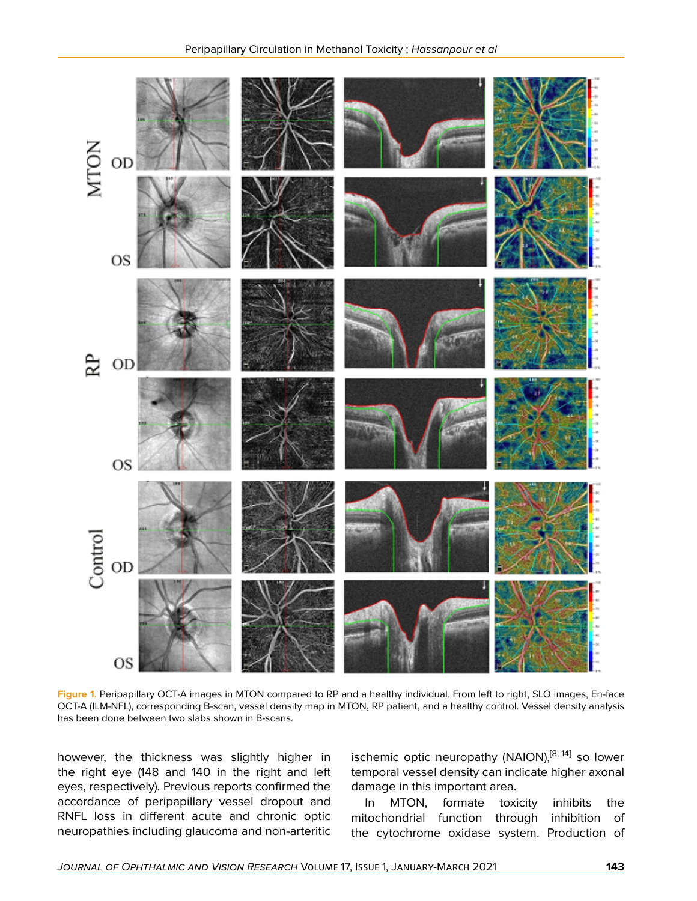**Figure 1.** Peripapillary OCT-A images in MTON compared to RP and a healthy individual. From left to right, SLO images, En-face OCT-A (ILM-NFL), corresponding B-scan, vessel density map in MTON, RP patient, and a healthy control. Vessel density analysis has been done between two slabs shown in B-scans.

however, the thickness was slightly higher in the right eye (148 and 140 in the right and left eyes, respectively). Previous reports confirmed the accordance of peripapillary vessel dropout and RNFL loss in different acute and chronic optic neuropathies including glaucoma and non-arteritic ischemic optic neuropathy (NAION),[8, 14] so lower temporal vessel density can indicate higher axonal damage in this important area.

In MTON, formate toxicity inhibits the mitochondrial function through inhibition of the cytochrome oxidase system. Production of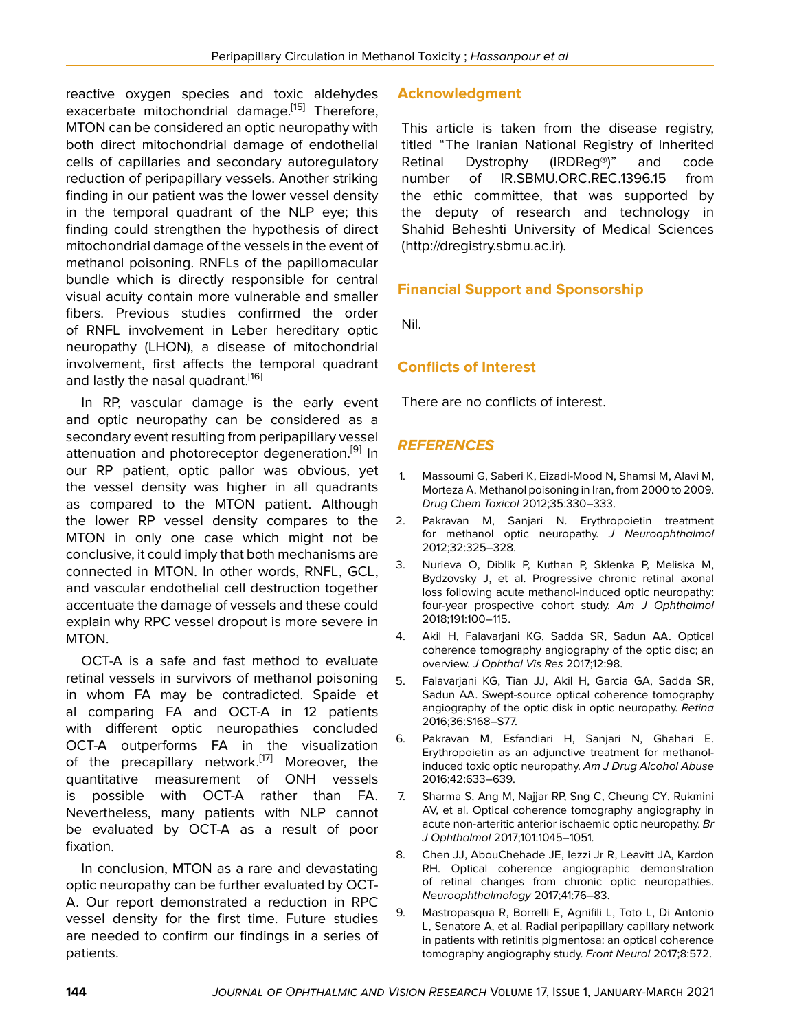reactive oxygen species and toxic aldehydes exacerbate mitochondrial damage.[15] Therefore, MTON can be considered an optic neuropathy with both direct mitochondrial damage of endothelial cells of capillaries and secondary autoregulatory reduction of peripapillary vessels. Another striking finding in our patient was the lower vessel density in the temporal quadrant of the NLP eye; this finding could strengthen the hypothesis of direct mitochondrial damage of the vessels in the event of methanol poisoning. RNFLs of the papillomacular bundle which is directly responsible for central visual acuity contain more vulnerable and smaller fibers. Previous studies confirmed the order of RNFL involvement in Leber hereditary optic neuropathy (LHON), a disease of mitochondrial involvement, first affects the temporal quadrant and lastly the nasal quadrant.[16]

In RP, vascular damage is the early event and optic neuropathy can be considered as a secondary event resulting from peripapillary vessel attenuation and photoreceptor degeneration.[9] In our RP patient, optic pallor was obvious, yet the vessel density was higher in all quadrants as compared to the MTON patient. Although the lower RP vessel density compares to the MTON in only one case which might not be conclusive, it could imply that both mechanisms are connected in MTON. In other words, RNFL, GCL, and vascular endothelial cell destruction together accentuate the damage of vessels and these could explain why RPC vessel dropout is more severe in MTON.

OCT-A is a safe and fast method to evaluate retinal vessels in survivors of methanol poisoning in whom FA may be contradicted. Spaide et al comparing FA and OCT-A in 12 patients with different optic neuropathies concluded OCT-A outperforms FA in the visualization of the precapillary network.[17] Moreover, the quantitative measurement of ONH vessels is possible with OCT-A rather than FA. Nevertheless, many patients with NLP cannot be evaluated by OCT-A as a result of poor fixation.

In conclusion, MTON as a rare and devastating optic neuropathy can be further evaluated by OCT-A. Our report demonstrated a reduction in RPC vessel density for the first time. Future studies are needed to confirm our findings in a series of patients.

## Acknowledgment

This article is taken from the disease registry, titled "The Iranian National Registry of Inherited Retinal Dystrophy (IRDReg®)" and code number of IR.SBMU.ORC.REC.1396.15 from the ethic committee, that was supported by the deputy of research and technology in Shahid Beheshti University of Medical Sciences (http://dregistry.sbmu.ac.ir).

## Financial Support and Sponsorship

Nil.

## Conflicts of Interest

There are no conflicts of interest.

## REFERENCES

1. Massoumi G, Saberi K, Eizadi-Mood N, Shamsi M, Alavi M, Morteza A. Methanol poisoning in Iran, from 2000 to 2009. *Drug Chem Toxicol* 2012;35:330–333.
2. Pakravan M, Sanjari N. Erythropoietin treatment for methanol optic neuropathy. *J Neuroophthalmol* 2012;32:325–328.
3. Nurieva O, Diblik P, Kuthan P, Sklenka P, Meliska M, Bydzovsky J, et al. Progressive chronic retinal axonal loss following acute methanol-induced optic neuropathy: four-year prospective cohort study. *Am J Ophthalmol* 2018;191:100–115.
4. Akil H, Falavarjani KG, Sadda SR, Sadun AA. Optical coherence tomography angiography of the optic disc; an overview. *J Ophthal Vis Res* 2017;12:98.
5. Falavarjani KG, Tian JJ, Akil H, Garcia GA, Sadda SR, Sadun AA. Swept-source optical coherence tomography angiography of the optic disk in optic neuropathy. *Retina* 2016;36:S168–S77.
6. Pakravan M, Esfandiari H, Sanjari N, Ghahari E. Erythropoietin as an adjunctive treatment for methanol-induced toxic optic neuropathy. *Am J Drug Alcohol Abuse* 2016;42:633–639.
7. Sharma S, Ang M, Najjar RP, Sng C, Cheung CY, Rukmini AV, et al. Optical coherence tomography angiography in acute non-arteritic anterior ischaemic optic neuropathy. *Br J Ophthalmol* 2017;101:1045–1051.
8. Chen JJ, AbouChehade JE, Iezzi Jr R, Leavitt JA, Kardon RH. Optical coherence angiographic demonstration of retinal changes from chronic optic neuropathies. *Neuroophthalmology* 2017;41:76–83.
9. Mastropasqua R, Borrelli E, Agnifili L, Toto L, Di Antonio L, Senatore A, et al. Radial peripapillary capillary network in patients with retinitis pigmentosa: an optical coherence tomography angiography study. *Front Neurol* 2017;8:572.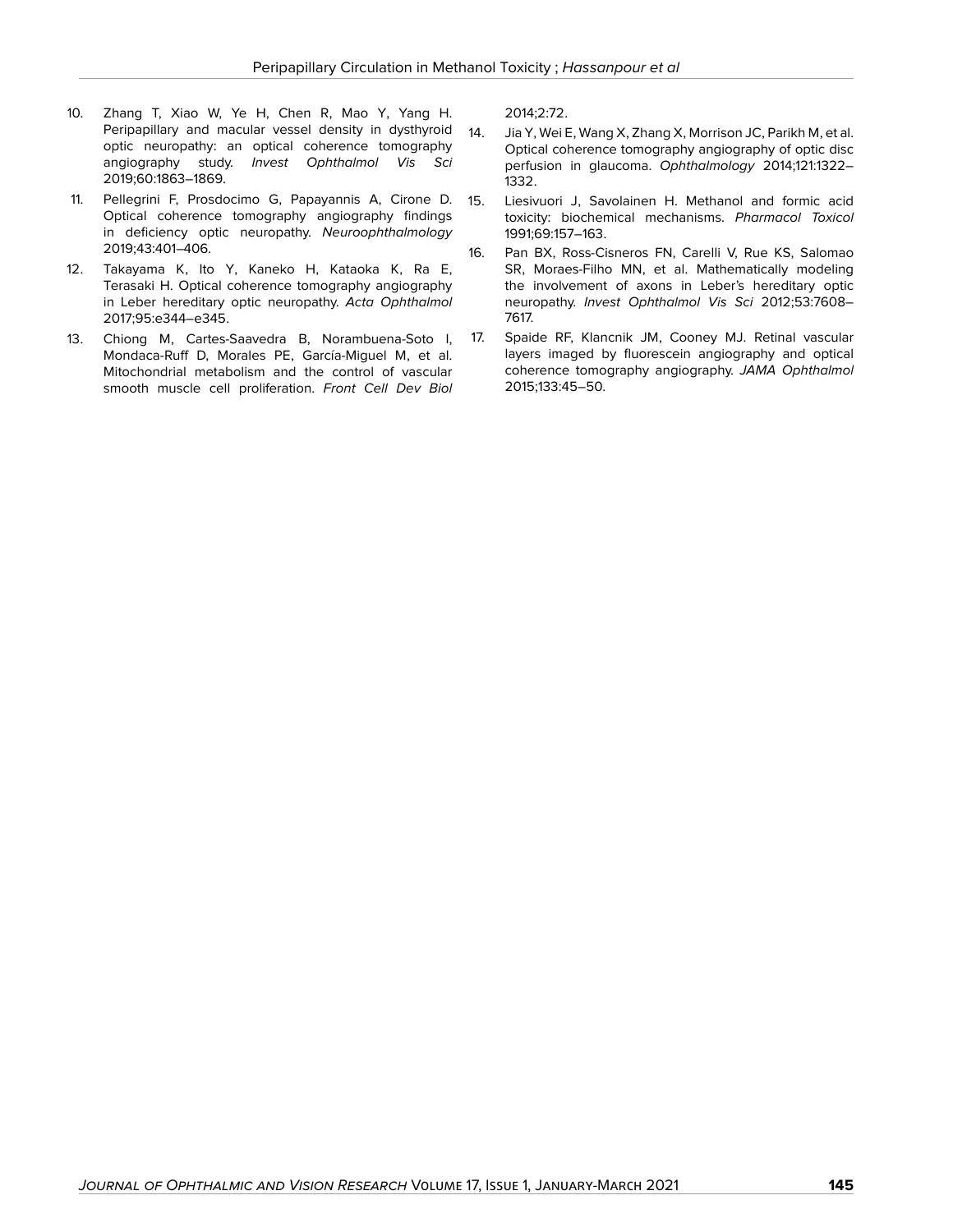10. Zhang T, Xiao W, Ye H, Chen R, Mao Y, Yang H. Peripapillary and macular vessel density in dysthyroid optic neuropathy: an optical coherence tomography angiography study. *Invest Ophthalmol Vis Sci* 2019;60:1863–1869.
11. Pellegrini F, Prosdocimo G, Papayannis A, Cirone D. Optical coherence tomography angiography findings in deficiency optic neuropathy. *Neuroophthalmology* 2019;43:401–406.
12. Takayama K, Ito Y, Kaneko H, Kataoka K, Ra E, Terasaki H. Optical coherence tomography angiography in Leber hereditary optic neuropathy. *Acta Ophthalmol* 2017;95:e344–e345.
13. Chiong M, Cartes-Saavedra B, Norambuena-Soto I, Mondaca-Ruff D, Morales PE, García-Miguel M, et al. Mitochondrial metabolism and the control of vascular smooth muscle cell proliferation. *Front Cell Dev Biol* 2014;2:72.
14. Jia Y, Wei E, Wang X, Zhang X, Morrison JC, Parikh M, et al. Optical coherence tomography angiography of optic disc perfusion in glaucoma. *Ophthalmology* 2014;121:1322–1332.
15. Liesivuori J, Savolainen H. Methanol and formic acid toxicity: biochemical mechanisms. *Pharmacol Toxicol* 1991;69:157–163.
16. Pan BX, Ross-Cisneros FN, Carelli V, Rue KS, Salomao SR, Moraes-Filho MN, et al. Mathematically modeling the involvement of axons in Leber's hereditary optic neuropathy. *Invest Ophthalmol Vis Sci* 2012;53:7608–7617.
17. Spaide RF, Klancnik JM, Cooney MJ. Retinal vascular layers imaged by fluorescein angiography and optical coherence tomography angiography. *JAMA Ophthalmol* 2015;133:45–50.